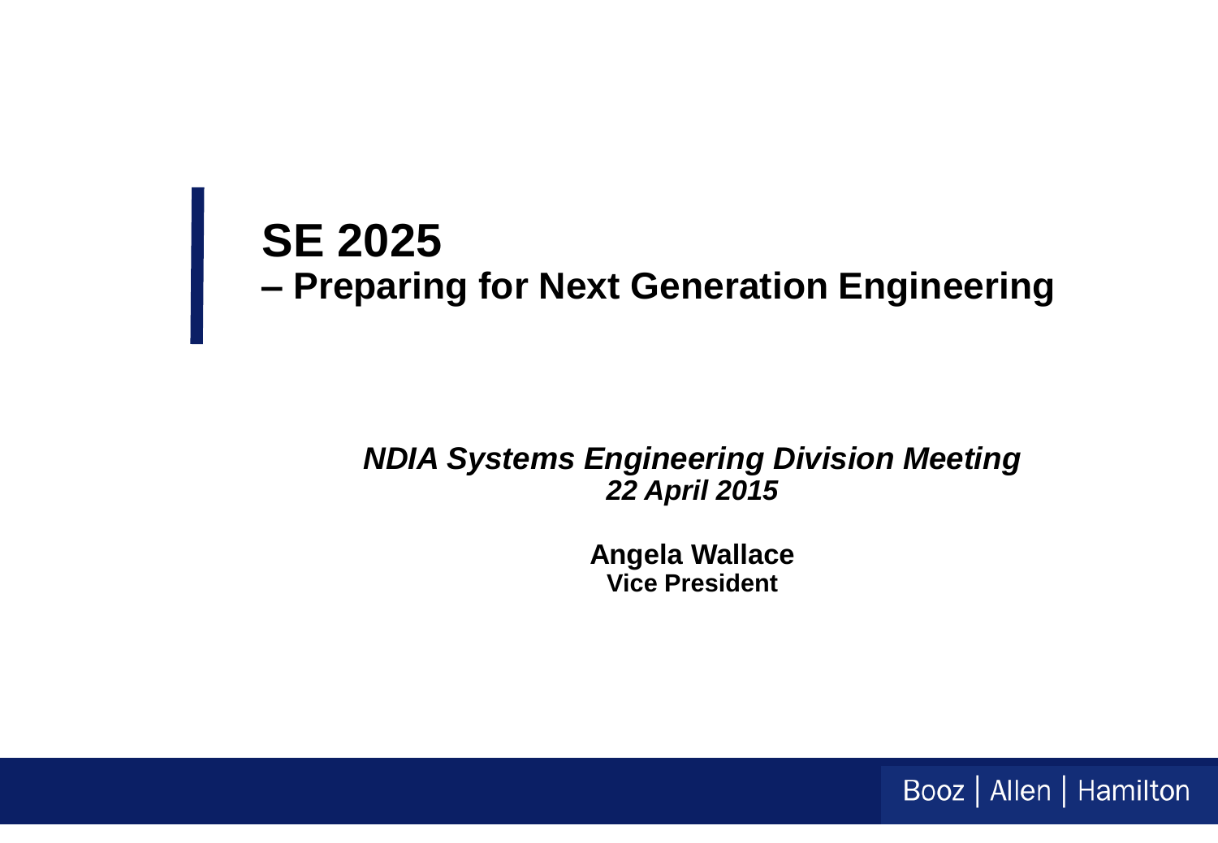# SE 2025
## – Preparing for Next Generation Engineering

***NDIA Systems Engineering Division Meeting***
***22 April 2015***

**Angela Wallace**
**Vice President**

Booz | Allen | Hamilton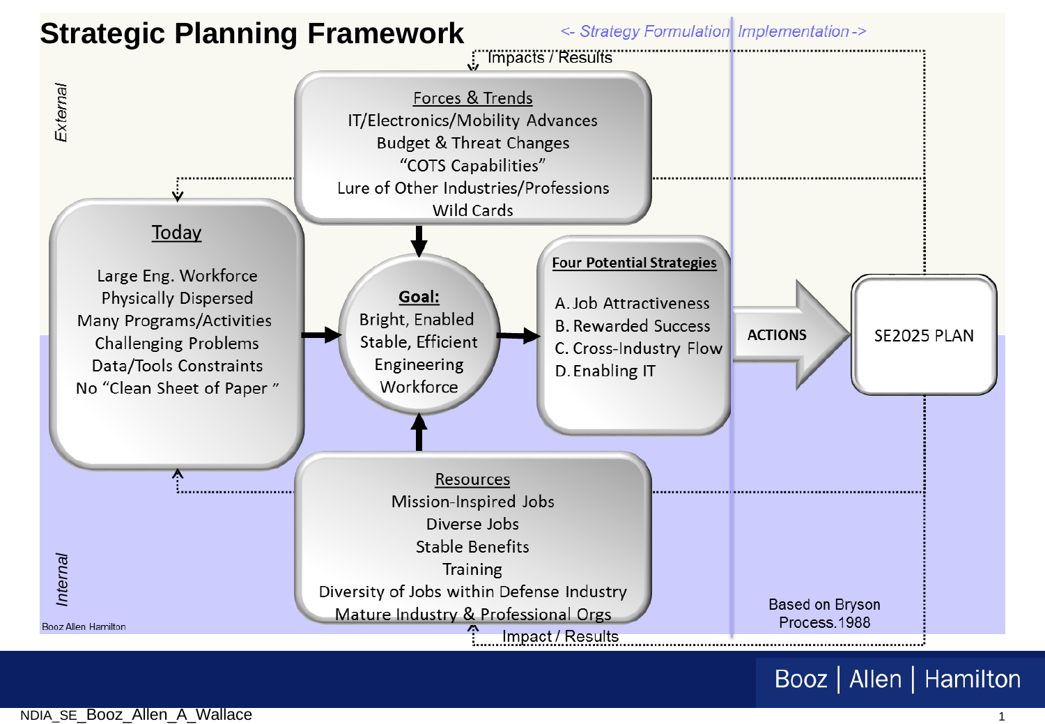# Strategic Planning Framework

<- Strategy Formulation | Implementation ->

*External*

Impacts / Results

**Forces & Trends**
- IT/Electronics/Mobility Advances
- Budget & Threat Changes
- "COTS Capabilities"
- Lure of Other Industries/Professions
- Wild Cards

**Today**
- Large Eng. Workforce
- Physically Dispersed
- Many Programs/Activities
- Challenging Problems
- Data/Tools Constraints
- No "Clean Sheet of Paper"

**Goal:**
Bright, Enabled Stable, Efficient Engineering Workforce

**Four Potential Strategies**
- A. Job Attractiveness
- B. Rewarded Success
- C. Cross-Industry Flow
- D. Enabling IT

ACTIONS → SE2025 PLAN

**Resources**
- Mission-Inspired Jobs
- Diverse Jobs
- Stable Benefits
- Training
- Diversity of Jobs within Defense Industry
- Mature Industry & Professional Orgs

Impact / Results

*Internal*

Based on Bryson Process.1988

Booz Allen Hamilton

NDIA_SE_Booz_Allen_A_Wallace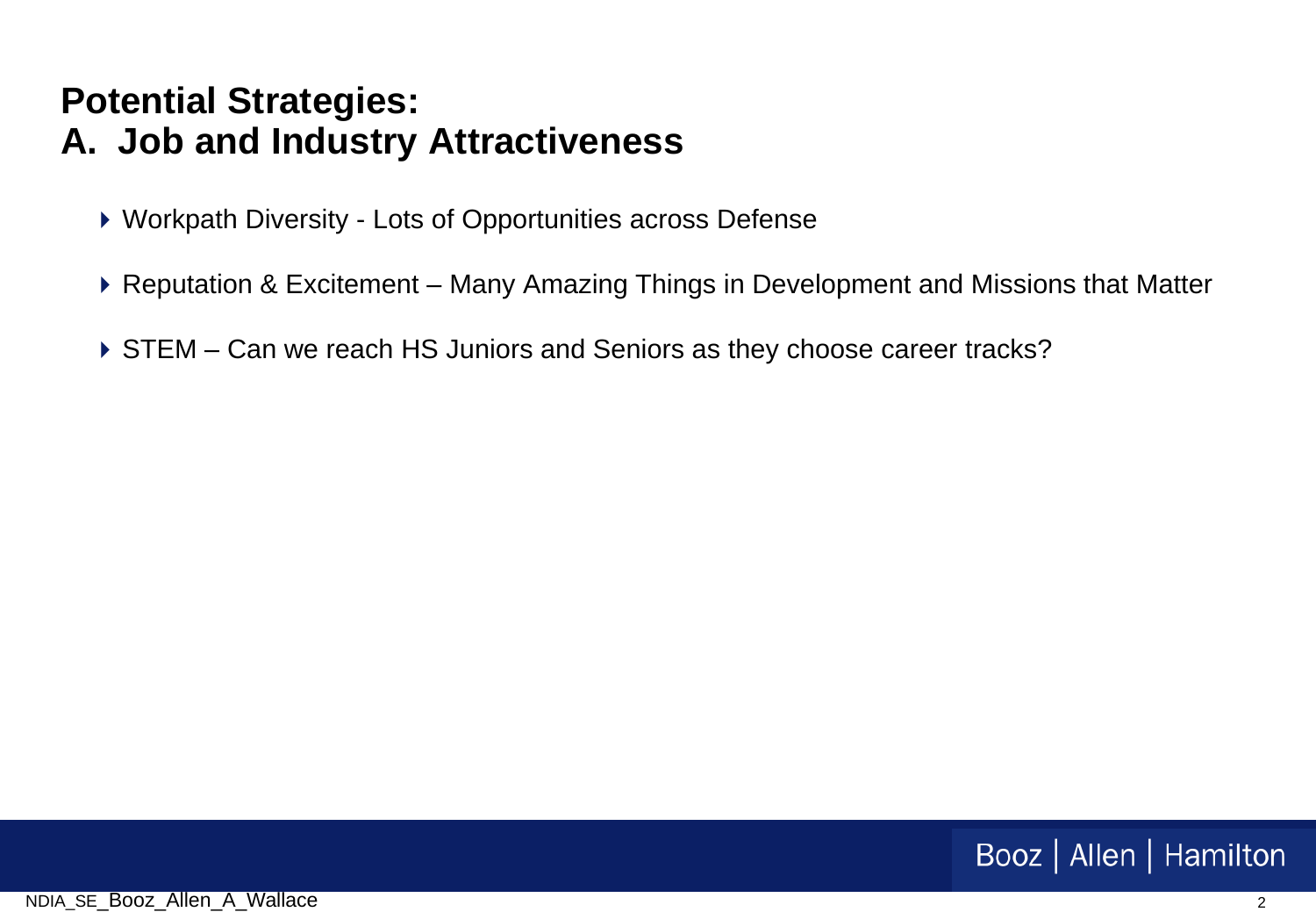# Potential Strategies:
# A. Job and Industry Attractiveness

- Workpath Diversity - Lots of Opportunities across Defense
- Reputation & Excitement – Many Amazing Things in Development and Missions that Matter
- STEM – Can we reach HS Juniors and Seniors as they choose career tracks?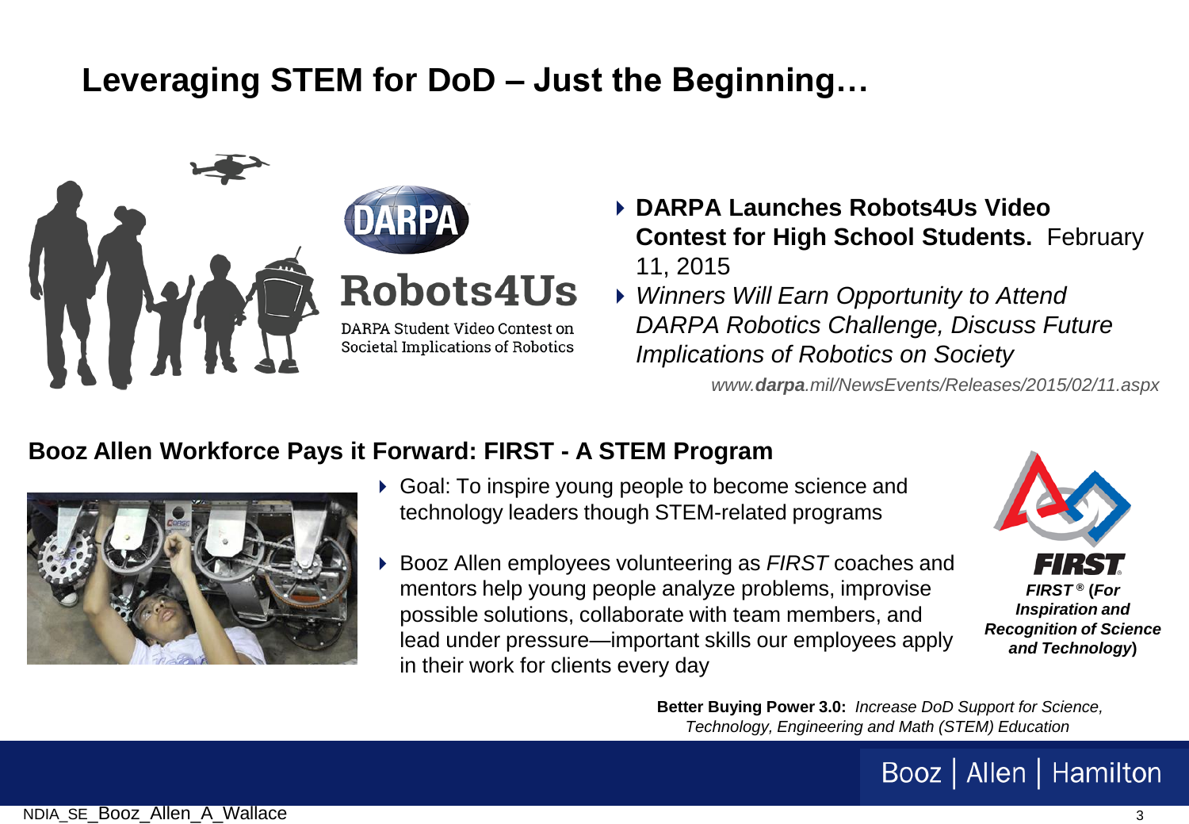# Leveraging STEM for DoD – Just the Beginning…

DARPA

Robots4Us

DARPA Student Video Contest on Societal Implications of Robotics

- **DARPA Launches Robots4Us Video Contest for High School Students.** February 11, 2015
- *Winners Will Earn Opportunity to Attend DARPA Robotics Challenge, Discuss Future Implications of Robotics on Society*

*www.**darpa**.mil/NewsEvents/Releases/2015/02/11.aspx*

## Booz Allen Workforce Pays it Forward: FIRST - A STEM Program

- Goal: To inspire young people to become science and technology leaders though STEM-related programs
- Booz Allen employees volunteering as *FIRST* coaches and mentors help young people analyze problems, improvise possible solutions, collaborate with team members, and lead under pressure—important skills our employees apply in their work for clients every day

FIRST

***FIRST*® (For Inspiration and Recognition of Science and Technology)**

**Better Buying Power 3.0:** *Increase DoD Support for Science, Technology, Engineering and Math (STEM) Education*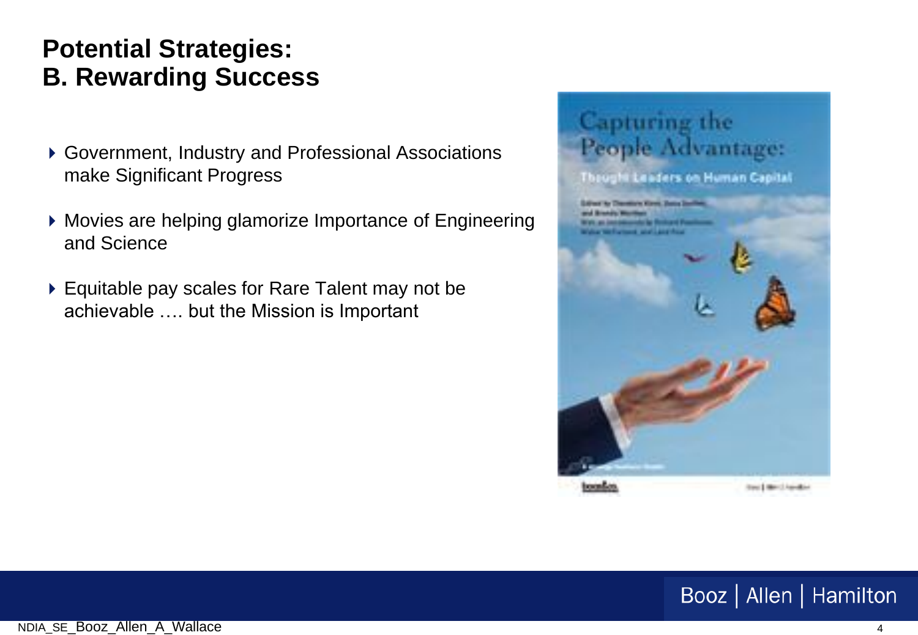# Potential Strategies:
# B. Rewarding Success

- Government, Industry and Professional Associations make Significant Progress
- Movies are helping glamorize Importance of Engineering and Science
- Equitable pay scales for Rare Talent may not be achievable …. but the Mission is Important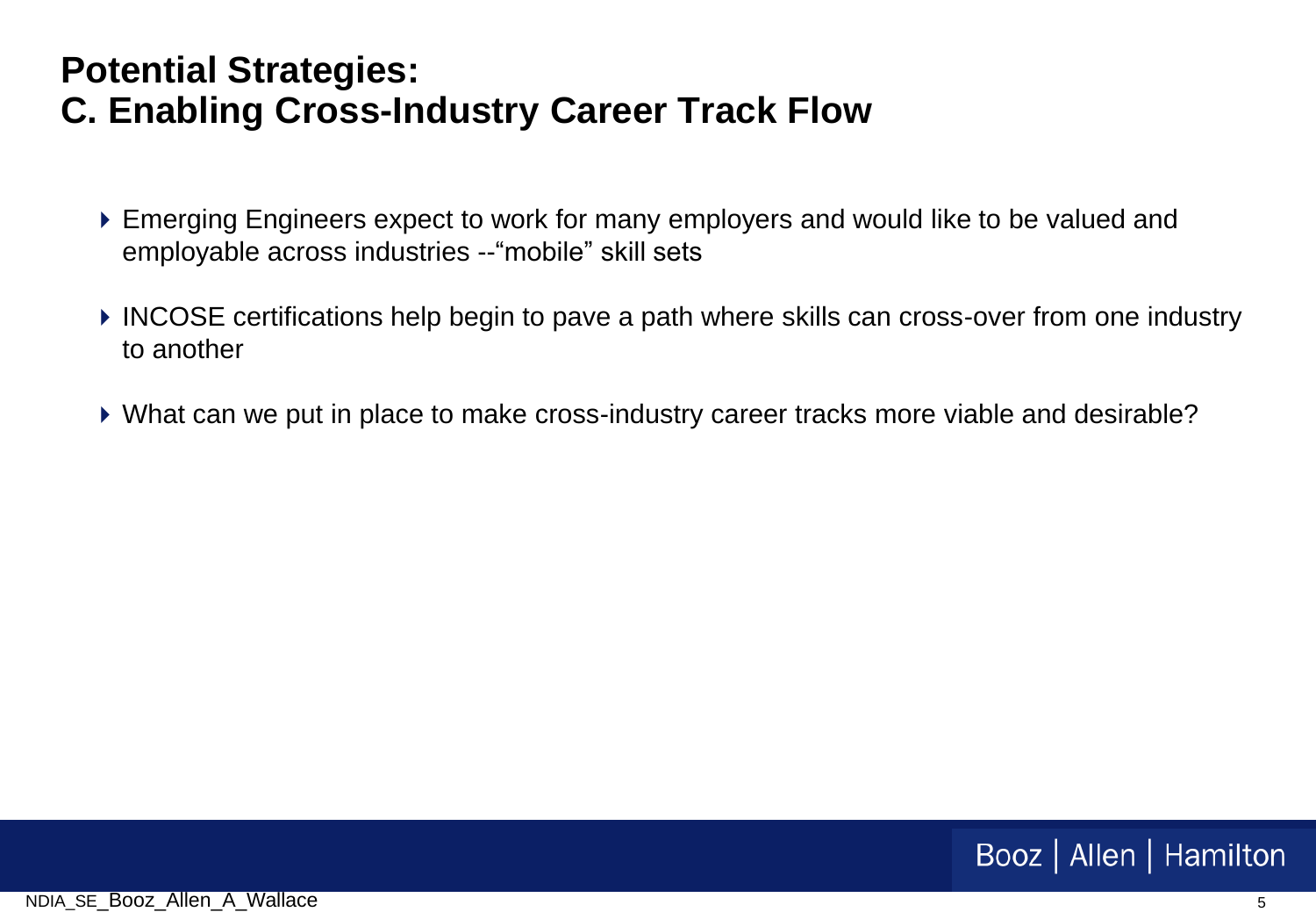# Potential Strategies:
# C. Enabling Cross-Industry Career Track Flow

- Emerging Engineers expect to work for many employers and would like to be valued and employable across industries --"mobile" skill sets
- INCOSE certifications help begin to pave a path where skills can cross-over from one industry to another
- What can we put in place to make cross-industry career tracks more viable and desirable?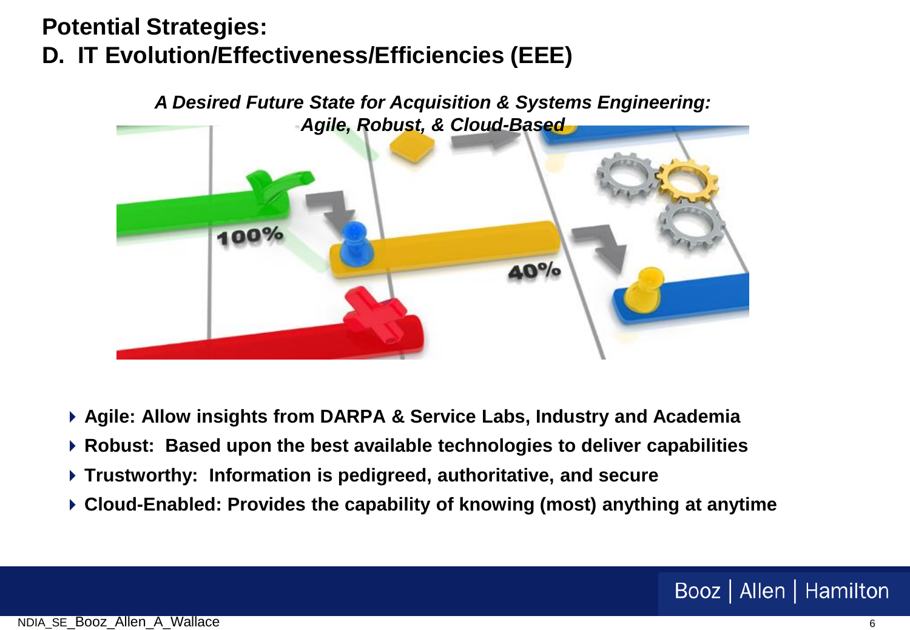# Potential Strategies:

# D. IT Evolution/Effectiveness/Efficiencies (EEE)

***A Desired Future State for Acquisition & Systems Engineering: Agile, Robust, & Cloud-Based***

- **Agile: Allow insights from DARPA & Service Labs, Industry and Academia**
- **Robust: Based upon the best available technologies to deliver capabilities**
- **Trustworthy: Information is pedigreed, authoritative, and secure**
- **Cloud-Enabled: Provides the capability of knowing (most) anything at anytime**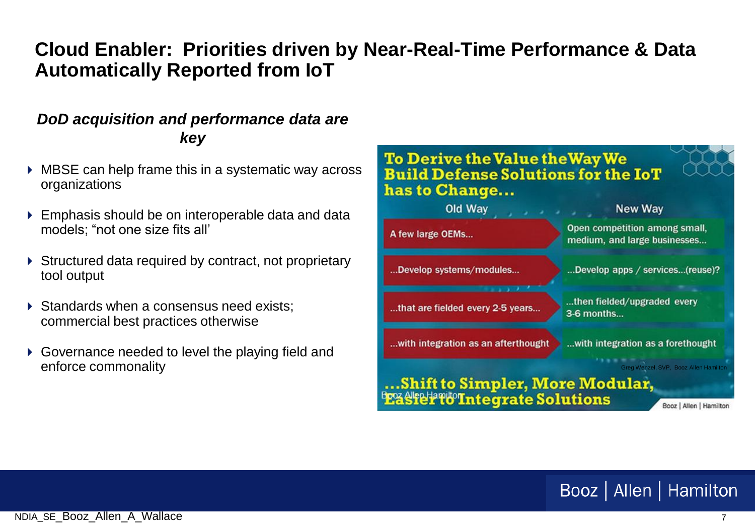# Cloud Enabler: Priorities driven by Near-Real-Time Performance & Data Automatically Reported from IoT

***DoD acquisition and performance data are key***

- MBSE can help frame this in a systematic way across organizations
- Emphasis should be on interoperable data and data models; "not one size fits all'
- Structured data required by contract, not proprietary tool output
- Standards when a consensus need exists; commercial best practices otherwise
- Governance needed to level the playing field and enforce commonality

**To Derive the Value the Way We Build Defense Solutions for the IoT has to Change…**

| Old Way | New Way |
| --- | --- |
| A few large OEMs… | Open competition among small, medium, and large businesses… |
| …Develop systems/modules… | …Develop apps / services…(reuse)? |
| …that are fielded every 2-5 years… | …then fielded/upgraded every 3-6 months… |
| …with integration as an afterthought | …with integration as a forethought |

Greg Wenzel, SVP, Booz Allen Hamilton

**…Shift to Simpler, More Modular, Easier to Integrate Solutions**

NDIA_SE_Booz_Allen_A_Wallace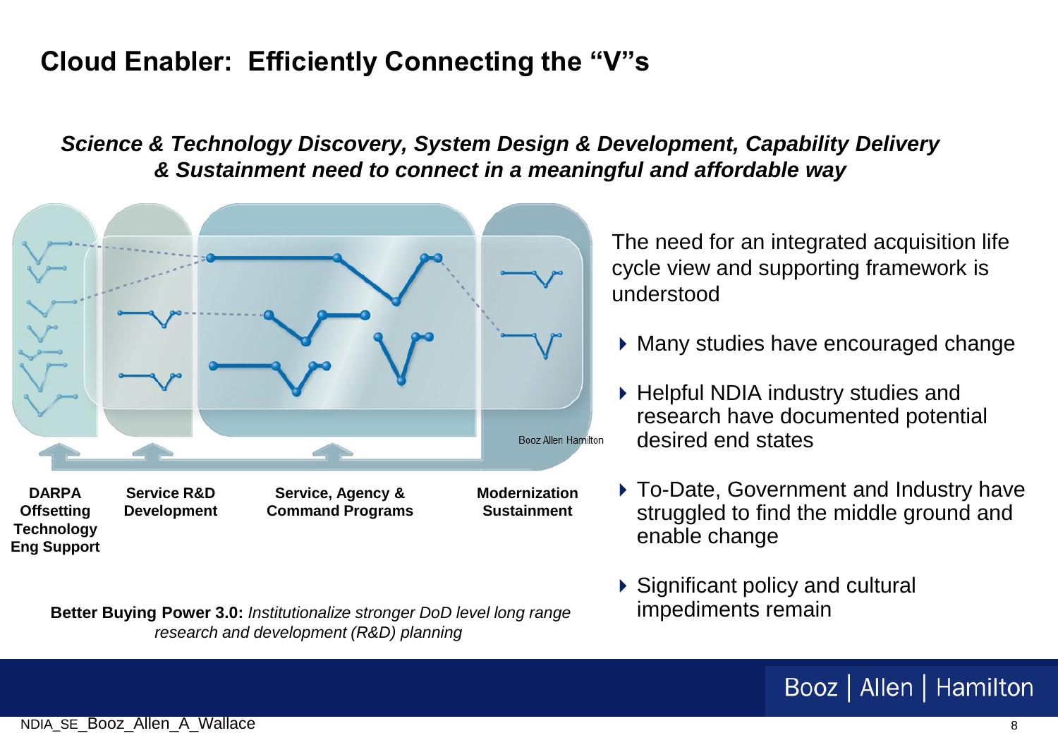# Cloud Enabler: Efficiently Connecting the "V"s

***Science & Technology Discovery, System Design & Development, Capability Delivery & Sustainment need to connect in a meaningful and affordable way***

Booz Allen Hamilton

**DARPA Offsetting Technology Eng Support**

**Service R&D Development**

**Service, Agency & Command Programs**

**Modernization Sustainment**

**Better Buying Power 3.0:** *Institutionalize stronger DoD level long range research and development (R&D) planning*

The need for an integrated acquisition life cycle view and supporting framework is understood

- Many studies have encouraged change
- Helpful NDIA industry studies and research have documented potential desired end states
- To-Date, Government and Industry have struggled to find the middle ground and enable change
- Significant policy and cultural impediments remain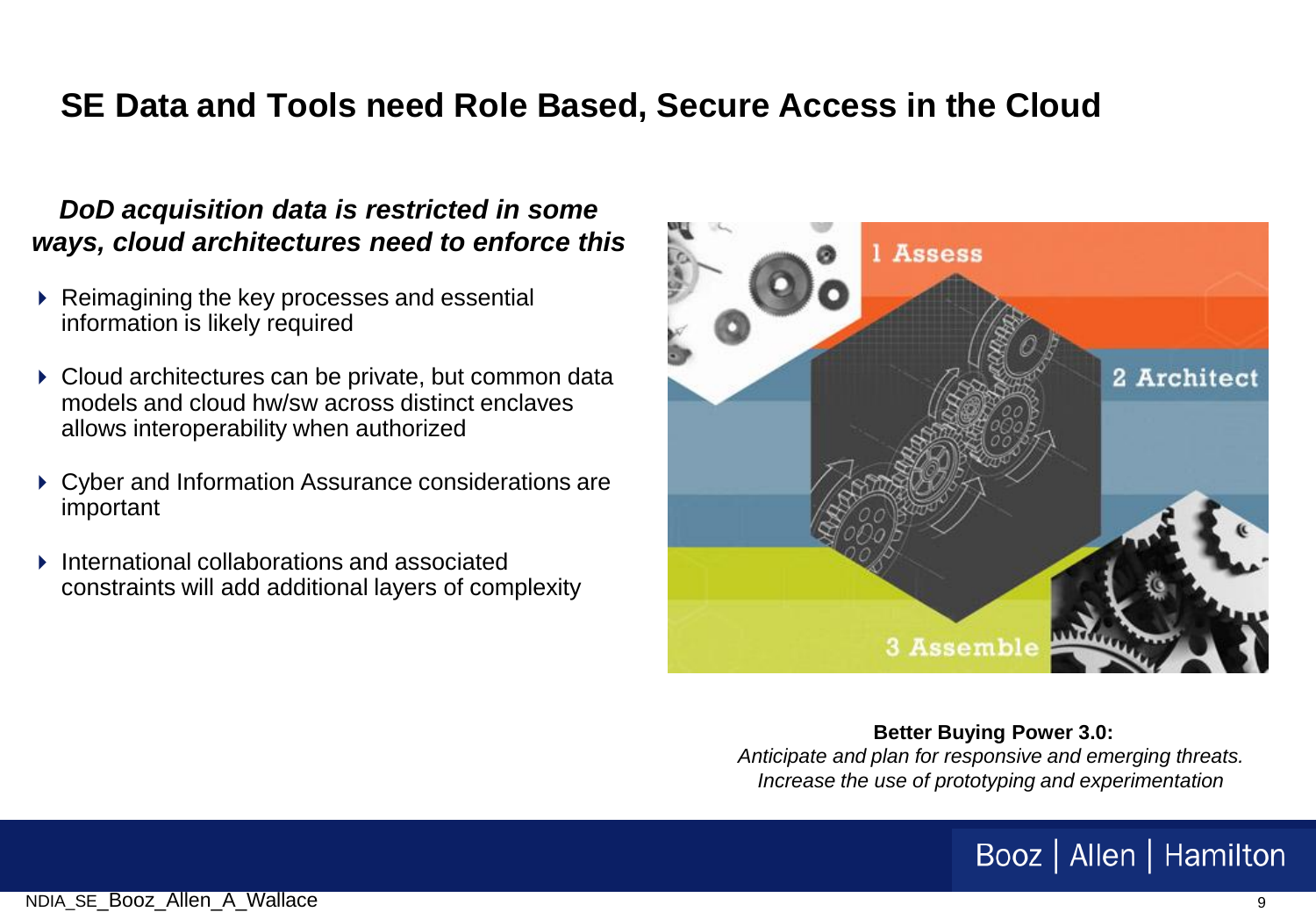# SE Data and Tools need Role Based, Secure Access in the Cloud

***DoD acquisition data is restricted in some ways, cloud architectures need to enforce this***

- Reimagining the key processes and essential information is likely required
- Cloud architectures can be private, but common data models and cloud hw/sw across distinct enclaves allows interoperability when authorized
- Cyber and Information Assurance considerations are important
- International collaborations and associated constraints will add additional layers of complexity

1 Assess

2 Architect

3 Assemble

**Better Buying Power 3.0:**
*Anticipate and plan for responsive and emerging threats.*
*Increase the use of prototyping and experimentation*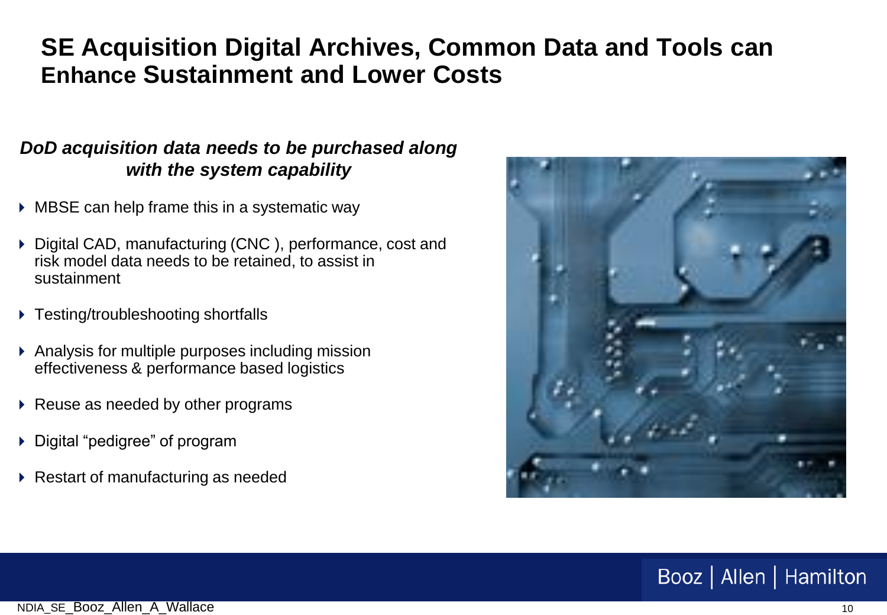# SE Acquisition Digital Archives, Common Data and Tools can Enhance Sustainment and Lower Costs

***DoD acquisition data needs to be purchased along with the system capability***

- MBSE can help frame this in a systematic way
- Digital CAD, manufacturing (CNC ), performance, cost and risk model data needs to be retained, to assist in sustainment
- Testing/troubleshooting shortfalls
- Analysis for multiple purposes including mission effectiveness & performance based logistics
- Reuse as needed by other programs
- Digital "pedigree" of program
- Restart of manufacturing as needed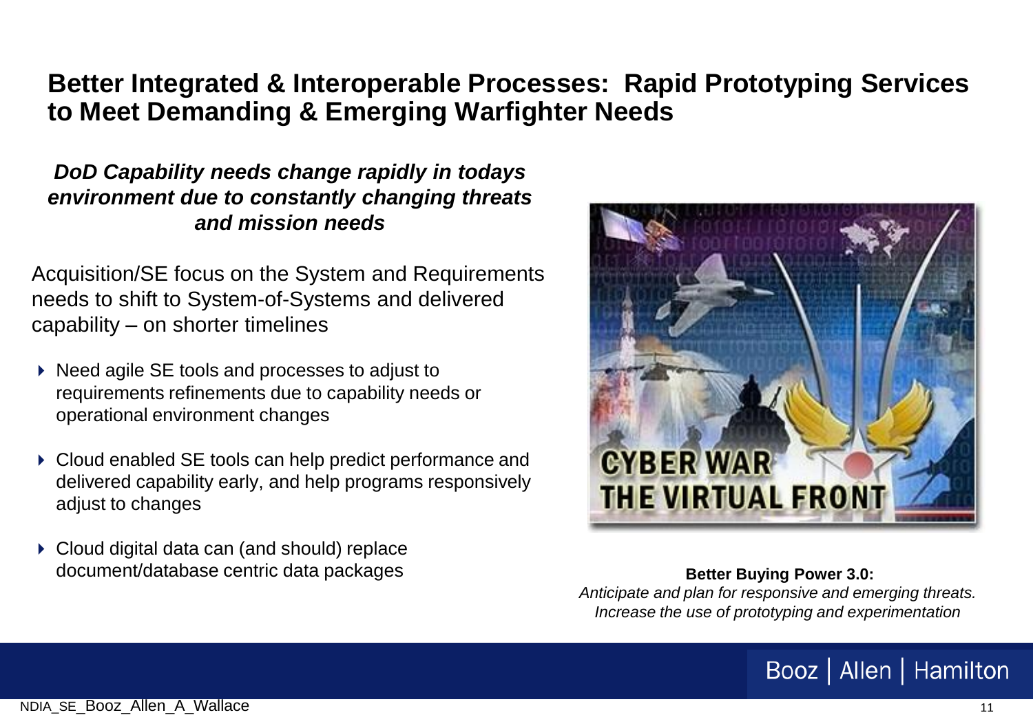# Better Integrated & Interoperable Processes: Rapid Prototyping Services to Meet Demanding & Emerging Warfighter Needs

***DoD Capability needs change rapidly in todays environment due to constantly changing threats and mission needs***

Acquisition/SE focus on the System and Requirements needs to shift to System-of-Systems and delivered capability – on shorter timelines

- Need agile SE tools and processes to adjust to requirements refinements due to capability needs or operational environment changes
- Cloud enabled SE tools can help predict performance and delivered capability early, and help programs responsively adjust to changes
- Cloud digital data can (and should) replace document/database centric data packages

**Better Buying Power 3.0:**
*Anticipate and plan for responsive and emerging threats. Increase the use of prototyping and experimentation*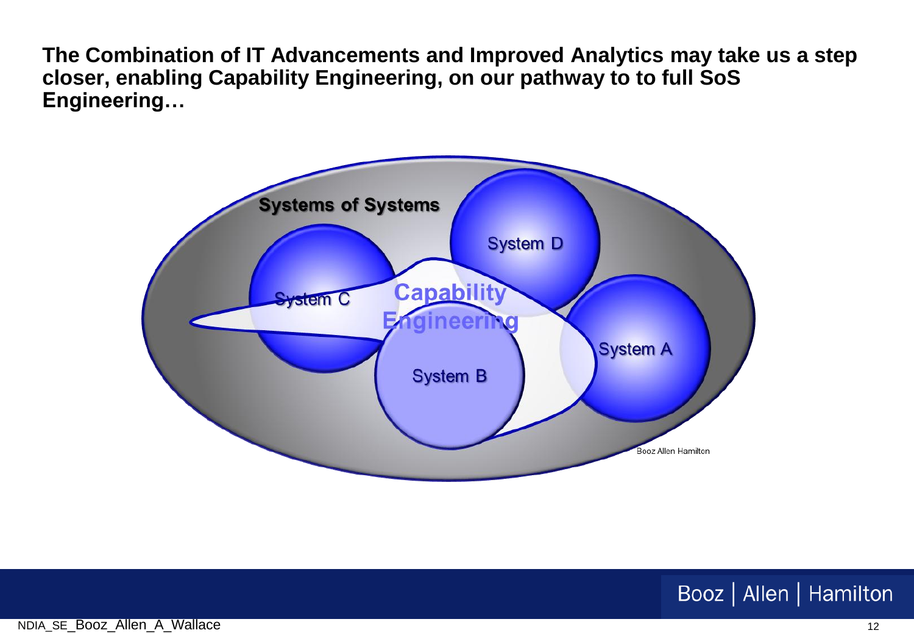**The Combination of IT Advancements and Improved Analytics may take us a step closer, enabling Capability Engineering, on our pathway to to full SoS Engineering…**

Systems of Systems

System D

System C

Capability Engineering

System A

System B

Booz Allen Hamilton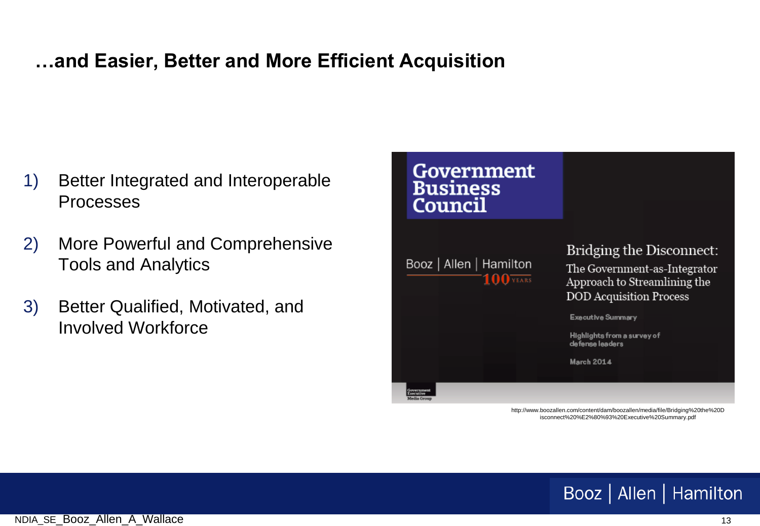# …and Easier, Better and More Efficient Acquisition

1) Better Integrated and Interoperable Processes

2) More Powerful and Comprehensive Tools and Analytics

3) Better Qualified, Motivated, and Involved Workforce

Government Business Council

Booz | Allen | Hamilton 100 YEARS

Bridging the Disconnect: The Government-as-Integrator Approach to Streamlining the DOD Acquisition Process

Executive Summary

Highlights from a survey of defense leaders

March 2014

Government Executive Media Group

http://www.boozallen.com/content/dam/boozallen/media/file/Bridging%20the%20Disconnect%20%E2%80%93%20Executive%20Summary.pdf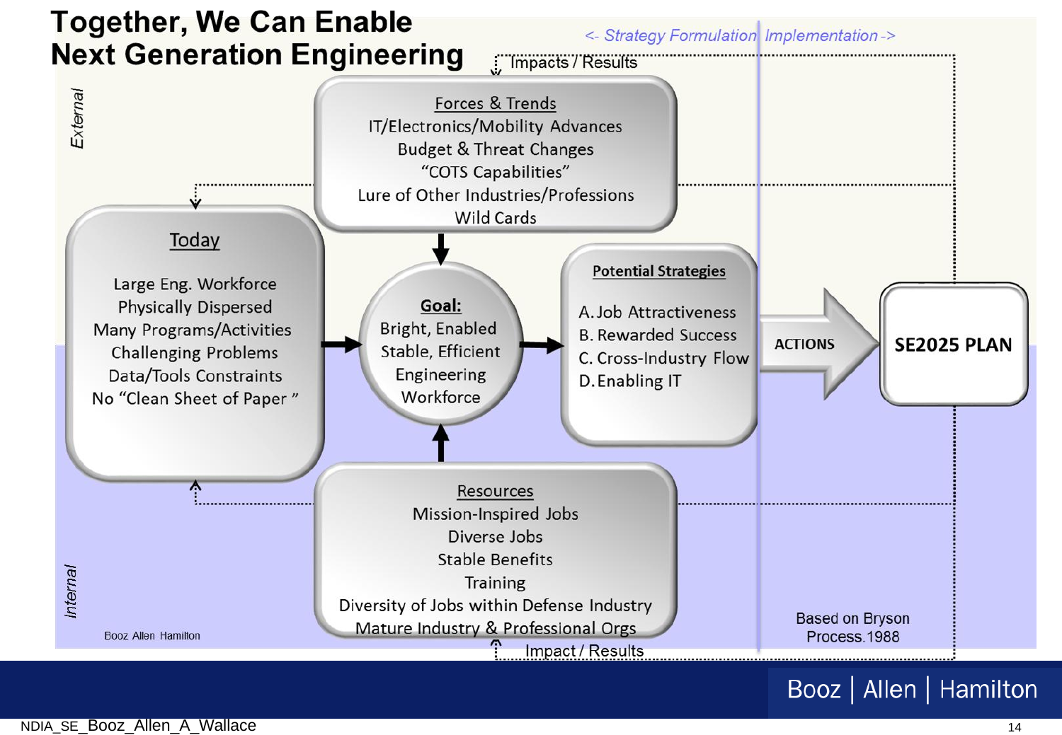# Together, We Can Enable Next Generation Engineering

<- Strategy Formulation | Implementation ->

External

Internal

Impacts / Results

**Forces & Trends**
IT/Electronics/Mobility Advances
Budget & Threat Changes
"COTS Capabilities"
Lure of Other Industries/Professions
Wild Cards

**Today**
Large Eng. Workforce
Physically Dispersed
Many Programs/Activities
Challenging Problems
Data/Tools Constraints
No "Clean Sheet of Paper"

**Goal:**
Bright, Enabled
Stable, Efficient
Engineering
Workforce

**Potential Strategies**
A. Job Attractiveness
B. Rewarded Success
C. Cross-Industry Flow
D. Enabling IT

ACTIONS

SE2025 PLAN

**Resources**
Mission-Inspired Jobs
Diverse Jobs
Stable Benefits
Training
Diversity of Jobs within Defense Industry
Mature Industry & Professional Orgs

Impact / Results

Booz Allen Hamilton

Based on Bryson Process.1988

NDIA_SE_Booz_Allen_A_Wallace